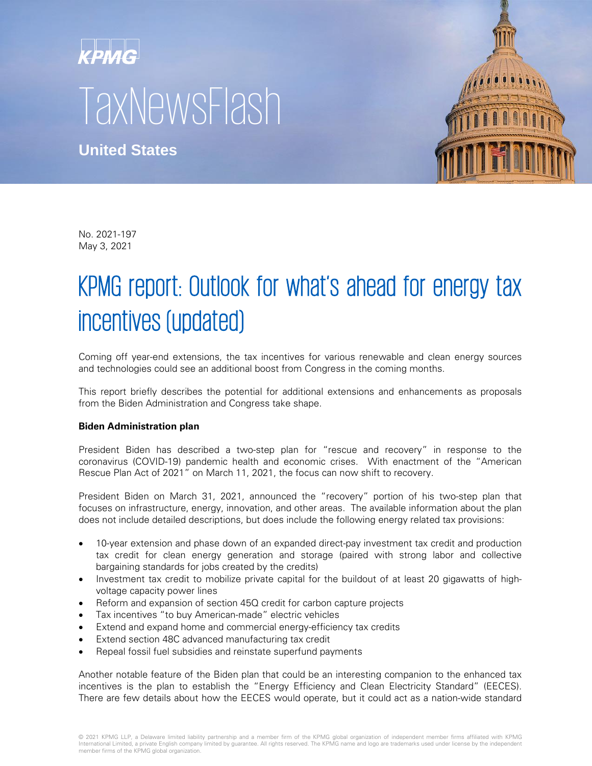KPMG

TaxNewsFlash

**United States**

No. 2021-197
May 3, 2021

# KPMG report: Outlook for what's ahead for energy tax incentives (updated)

Coming off year-end extensions, the tax incentives for various renewable and clean energy sources and technologies could see an additional boost from Congress in the coming months.

This report briefly describes the potential for additional extensions and enhancements as proposals from the Biden Administration and Congress take shape.

**Biden Administration plan**

President Biden has described a two-step plan for "rescue and recovery" in response to the coronavirus (COVID-19) pandemic health and economic crises. With enactment of the "American Rescue Plan Act of 2021" on March 11, 2021, the focus can now shift to recovery.

President Biden on March 31, 2021, announced the "recovery" portion of his two-step plan that focuses on infrastructure, energy, innovation, and other areas. The available information about the plan does not include detailed descriptions, but does include the following energy related tax provisions:

- 10-year extension and phase down of an expanded direct-pay investment tax credit and production tax credit for clean energy generation and storage (paired with strong labor and collective bargaining standards for jobs created by the credits)
- Investment tax credit to mobilize private capital for the buildout of at least 20 gigawatts of high-voltage capacity power lines
- Reform and expansion of section 45Q credit for carbon capture projects
- Tax incentives "to buy American-made" electric vehicles
- Extend and expand home and commercial energy-efficiency tax credits
- Extend section 48C advanced manufacturing tax credit
- Repeal fossil fuel subsidies and reinstate superfund payments

Another notable feature of the Biden plan that could be an interesting companion to the enhanced tax incentives is the plan to establish the "Energy Efficiency and Clean Electricity Standard" (EECES). There are few details about how the EECES would operate, but it could act as a nation-wide standard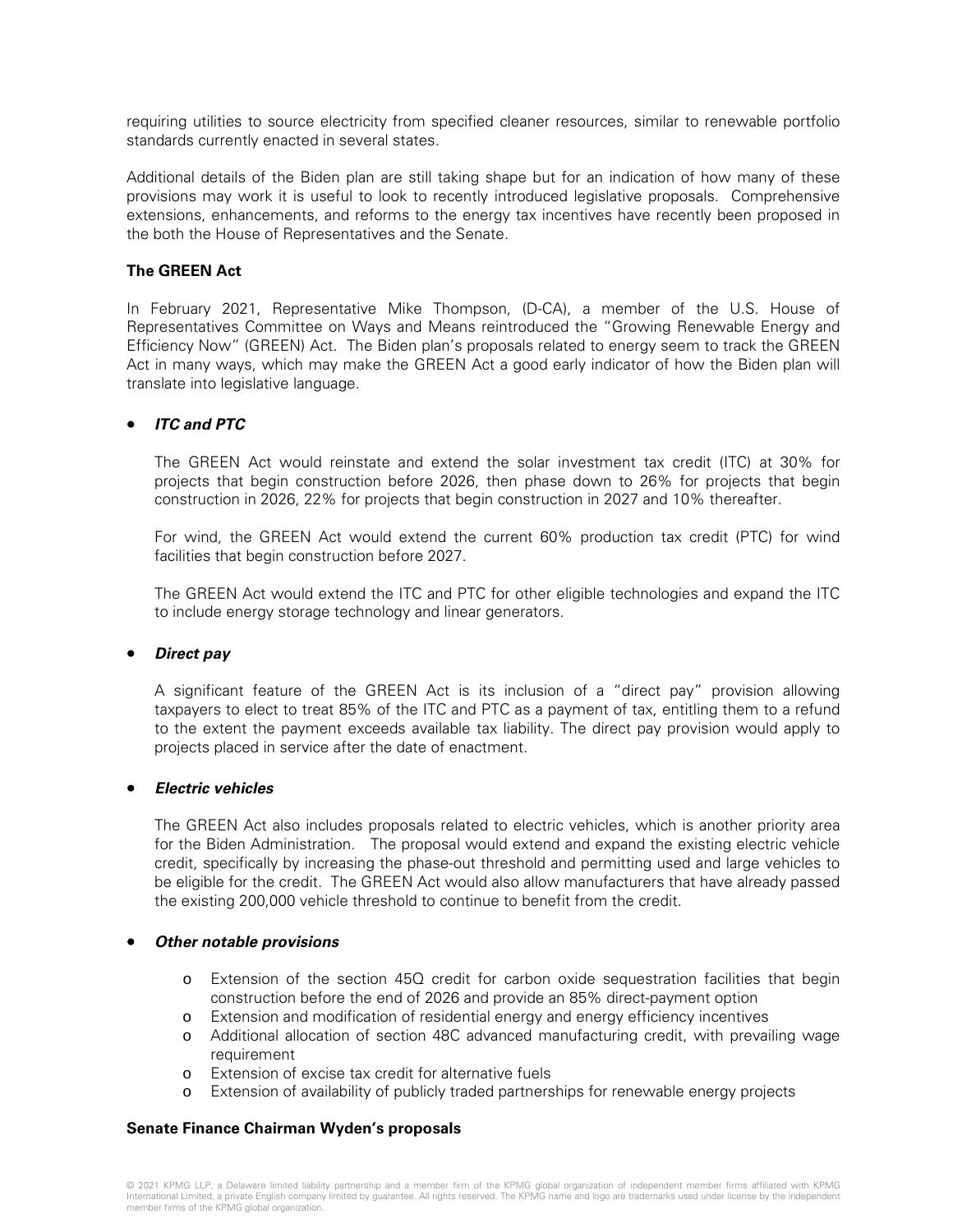requiring utilities to source electricity from specified cleaner resources, similar to renewable portfolio standards currently enacted in several states.

Additional details of the Biden plan are still taking shape but for an indication of how many of these provisions may work it is useful to look to recently introduced legislative proposals. Comprehensive extensions, enhancements, and reforms to the energy tax incentives have recently been proposed in the both the House of Representatives and the Senate.

**The GREEN Act**

In February 2021, Representative Mike Thompson, (D-CA), a member of the U.S. House of Representatives Committee on Ways and Means reintroduced the "Growing Renewable Energy and Efficiency Now" (GREEN) Act. The Biden plan's proposals related to energy seem to track the GREEN Act in many ways, which may make the GREEN Act a good early indicator of how the Biden plan will translate into legislative language.

- ***ITC and PTC***

  The GREEN Act would reinstate and extend the solar investment tax credit (ITC) at 30% for projects that begin construction before 2026, then phase down to 26% for projects that begin construction in 2026, 22% for projects that begin construction in 2027 and 10% thereafter.

  For wind, the GREEN Act would extend the current 60% production tax credit (PTC) for wind facilities that begin construction before 2027.

  The GREEN Act would extend the ITC and PTC for other eligible technologies and expand the ITC to include energy storage technology and linear generators.

- ***Direct pay***

  A significant feature of the GREEN Act is its inclusion of a "direct pay" provision allowing taxpayers to elect to treat 85% of the ITC and PTC as a payment of tax, entitling them to a refund to the extent the payment exceeds available tax liability. The direct pay provision would apply to projects placed in service after the date of enactment.

- ***Electric vehicles***

  The GREEN Act also includes proposals related to electric vehicles, which is another priority area for the Biden Administration. The proposal would extend and expand the existing electric vehicle credit, specifically by increasing the phase-out threshold and permitting used and large vehicles to be eligible for the credit. The GREEN Act would also allow manufacturers that have already passed the existing 200,000 vehicle threshold to continue to benefit from the credit.

- ***Other notable provisions***

  - Extension of the section 45Q credit for carbon oxide sequestration facilities that begin construction before the end of 2026 and provide an 85% direct-payment option
  - Extension and modification of residential energy and energy efficiency incentives
  - Additional allocation of section 48C advanced manufacturing credit, with prevailing wage requirement
  - Extension of excise tax credit for alternative fuels
  - Extension of availability of publicly traded partnerships for renewable energy projects

**Senate Finance Chairman Wyden's proposals**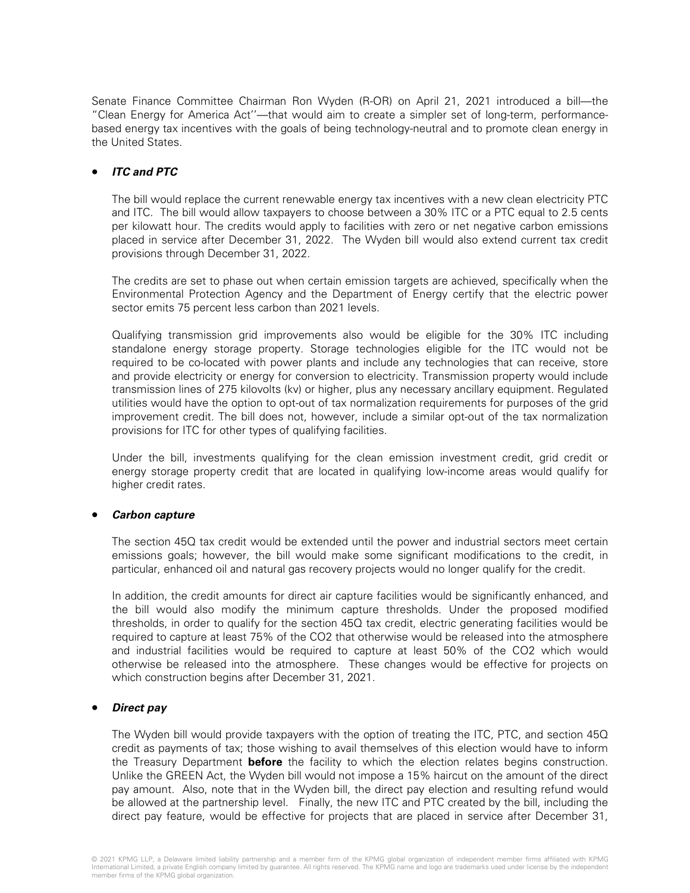Senate Finance Committee Chairman Ron Wyden (R-OR) on April 21, 2021 introduced a bill—the "Clean Energy for America Act''—that would aim to create a simpler set of long-term, performance-based energy tax incentives with the goals of being technology-neutral and to promote clean energy in the United States.

- ***ITC and PTC***

  The bill would replace the current renewable energy tax incentives with a new clean electricity PTC and ITC. The bill would allow taxpayers to choose between a 30% ITC or a PTC equal to 2.5 cents per kilowatt hour. The credits would apply to facilities with zero or net negative carbon emissions placed in service after December 31, 2022. The Wyden bill would also extend current tax credit provisions through December 31, 2022.

  The credits are set to phase out when certain emission targets are achieved, specifically when the Environmental Protection Agency and the Department of Energy certify that the electric power sector emits 75 percent less carbon than 2021 levels.

  Qualifying transmission grid improvements also would be eligible for the 30% ITC including standalone energy storage property. Storage technologies eligible for the ITC would not be required to be co-located with power plants and include any technologies that can receive, store and provide electricity or energy for conversion to electricity. Transmission property would include transmission lines of 275 kilovolts (kv) or higher, plus any necessary ancillary equipment. Regulated utilities would have the option to opt-out of tax normalization requirements for purposes of the grid improvement credit. The bill does not, however, include a similar opt-out of the tax normalization provisions for ITC for other types of qualifying facilities.

  Under the bill, investments qualifying for the clean emission investment credit, grid credit or energy storage property credit that are located in qualifying low-income areas would qualify for higher credit rates.

- ***Carbon capture***

  The section 45Q tax credit would be extended until the power and industrial sectors meet certain emissions goals; however, the bill would make some significant modifications to the credit, in particular, enhanced oil and natural gas recovery projects would no longer qualify for the credit.

  In addition, the credit amounts for direct air capture facilities would be significantly enhanced, and the bill would also modify the minimum capture thresholds. Under the proposed modified thresholds, in order to qualify for the section 45Q tax credit, electric generating facilities would be required to capture at least 75% of the $CO_2$ that otherwise would be released into the atmosphere and industrial facilities would be required to capture at least 50% of the $CO_2$ which would otherwise be released into the atmosphere. These changes would be effective for projects on which construction begins after December 31, 2021.

- ***Direct pay***

  The Wyden bill would provide taxpayers with the option of treating the ITC, PTC, and section 45Q credit as payments of tax; those wishing to avail themselves of this election would have to inform the Treasury Department **before** the facility to which the election relates begins construction. Unlike the GREEN Act, the Wyden bill would not impose a 15% haircut on the amount of the direct pay amount. Also, note that in the Wyden bill, the direct pay election and resulting refund would be allowed at the partnership level. Finally, the new ITC and PTC created by the bill, including the direct pay feature, would be effective for projects that are placed in service after December 31,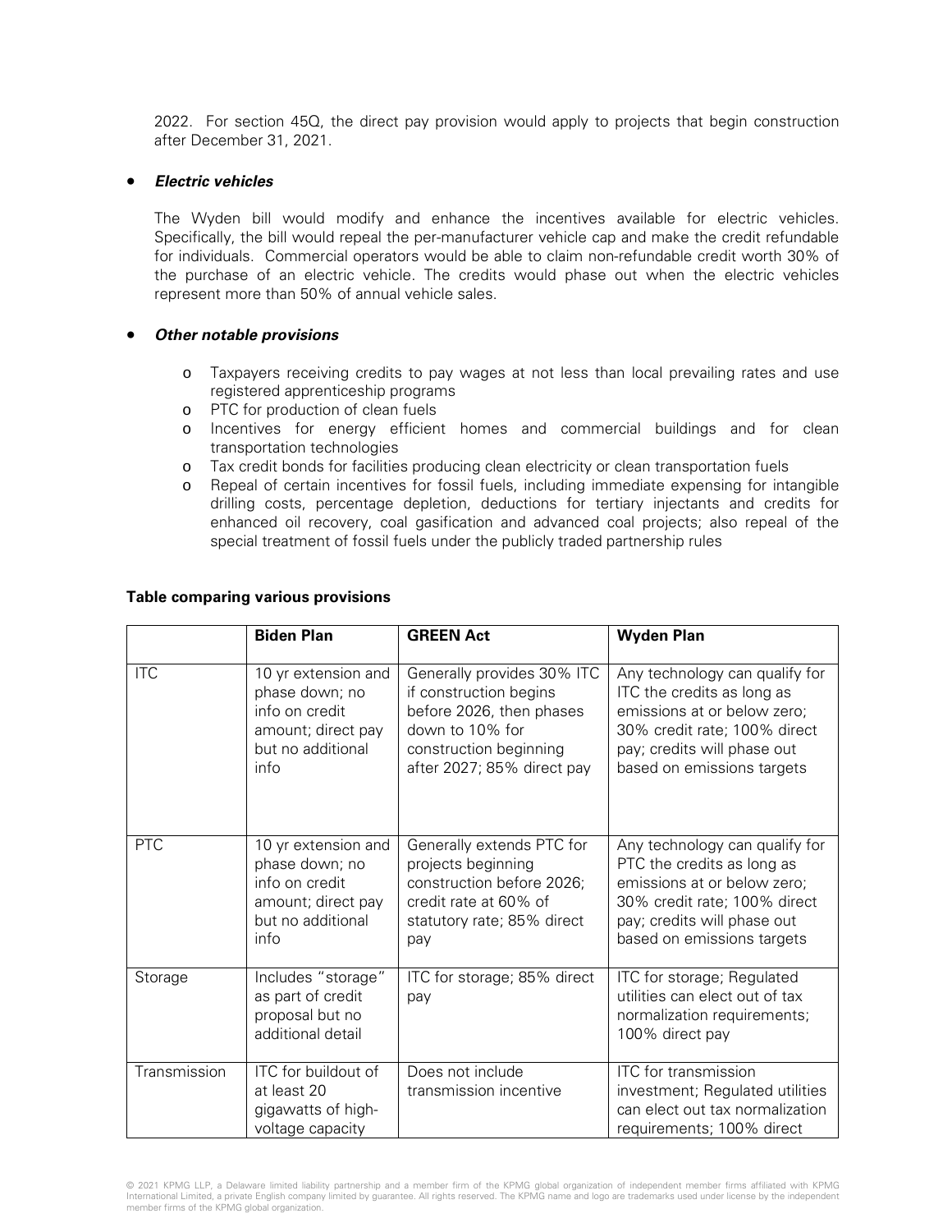2022. For section 45Q, the direct pay provision would apply to projects that begin construction after December 31, 2021.

- ***Electric vehicles***

  The Wyden bill would modify and enhance the incentives available for electric vehicles. Specifically, the bill would repeal the per-manufacturer vehicle cap and make the credit refundable for individuals. Commercial operators would be able to claim non-refundable credit worth 30% of the purchase of an electric vehicle. The credits would phase out when the electric vehicles represent more than 50% of annual vehicle sales.

- ***Other notable provisions***

  - Taxpayers receiving credits to pay wages at not less than local prevailing rates and use registered apprenticeship programs
  - PTC for production of clean fuels
  - Incentives for energy efficient homes and commercial buildings and for clean transportation technologies
  - Tax credit bonds for facilities producing clean electricity or clean transportation fuels
  - Repeal of certain incentives for fossil fuels, including immediate expensing for intangible drilling costs, percentage depletion, deductions for tertiary injectants and credits for enhanced oil recovery, coal gasification and advanced coal projects; also repeal of the special treatment of fossil fuels under the publicly traded partnership rules

**Table comparing various provisions**

| | **Biden Plan** | **GREEN Act** | **Wyden Plan** |
|---|---|---|---|
| ITC | 10 yr extension and phase down; no info on credit amount; direct pay but no additional info | Generally provides 30% ITC if construction begins before 2026, then phases down to 10% for construction beginning after 2027; 85% direct pay | Any technology can qualify for ITC the credits as long as emissions at or below zero; 30% credit rate; 100% direct pay; credits will phase out based on emissions targets |
| PTC | 10 yr extension and phase down; no info on credit amount; direct pay but no additional info | Generally extends PTC for projects beginning construction before 2026; credit rate at 60% of statutory rate; 85% direct pay | Any technology can qualify for PTC the credits as long as emissions at or below zero; 30% credit rate; 100% direct pay; credits will phase out based on emissions targets |
| Storage | Includes "storage" as part of credit proposal but no additional detail | ITC for storage; 85% direct pay | ITC for storage; Regulated utilities can elect out of tax normalization requirements; 100% direct pay |
| Transmission | ITC for buildout of at least 20 gigawatts of high-voltage capacity | Does not include transmission incentive | ITC for transmission investment; Regulated utilities can elect out tax normalization requirements; 100% direct |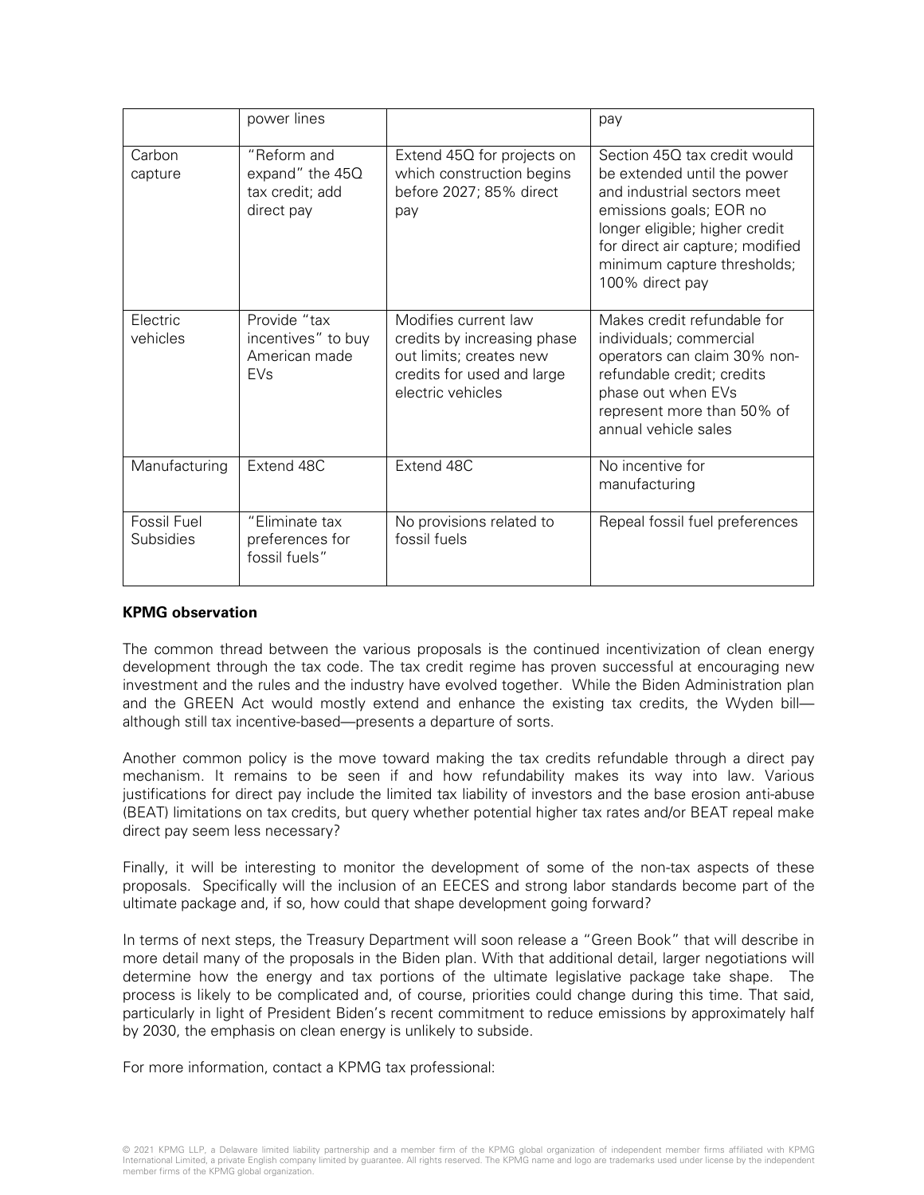| | power lines | | pay |
|---|---|---|---|
| Carbon capture | "Reform and expand" the 45Q tax credit; add direct pay | Extend 45Q for projects on which construction begins before 2027; 85% direct pay | Section 45Q tax credit would be extended until the power and industrial sectors meet emissions goals; EOR no longer eligible; higher credit for direct air capture; modified minimum capture thresholds; 100% direct pay |
| Electric vehicles | Provide "tax incentives" to buy American made EVs | Modifies current law credits by increasing phase out limits; creates new credits for used and large electric vehicles | Makes credit refundable for individuals; commercial operators can claim 30% non-refundable credit; credits phase out when EVs represent more than 50% of annual vehicle sales |
| Manufacturing | Extend 48C | Extend 48C | No incentive for manufacturing |
| Fossil Fuel Subsidies | "Eliminate tax preferences for fossil fuels" | No provisions related to fossil fuels | Repeal fossil fuel preferences |

**KPMG observation**

The common thread between the various proposals is the continued incentivization of clean energy development through the tax code. The tax credit regime has proven successful at encouraging new investment and the rules and the industry have evolved together. While the Biden Administration plan and the GREEN Act would mostly extend and enhance the existing tax credits, the Wyden bill—although still tax incentive-based—presents a departure of sorts.

Another common policy is the move toward making the tax credits refundable through a direct pay mechanism. It remains to be seen if and how refundability makes its way into law. Various justifications for direct pay include the limited tax liability of investors and the base erosion anti-abuse (BEAT) limitations on tax credits, but query whether potential higher tax rates and/or BEAT repeal make direct pay seem less necessary?

Finally, it will be interesting to monitor the development of some of the non-tax aspects of these proposals. Specifically will the inclusion of an EECES and strong labor standards become part of the ultimate package and, if so, how could that shape development going forward?

In terms of next steps, the Treasury Department will soon release a "Green Book" that will describe in more detail many of the proposals in the Biden plan. With that additional detail, larger negotiations will determine how the energy and tax portions of the ultimate legislative package take shape. The process is likely to be complicated and, of course, priorities could change during this time. That said, particularly in light of President Biden's recent commitment to reduce emissions by approximately half by 2030, the emphasis on clean energy is unlikely to subside.

For more information, contact a KPMG tax professional: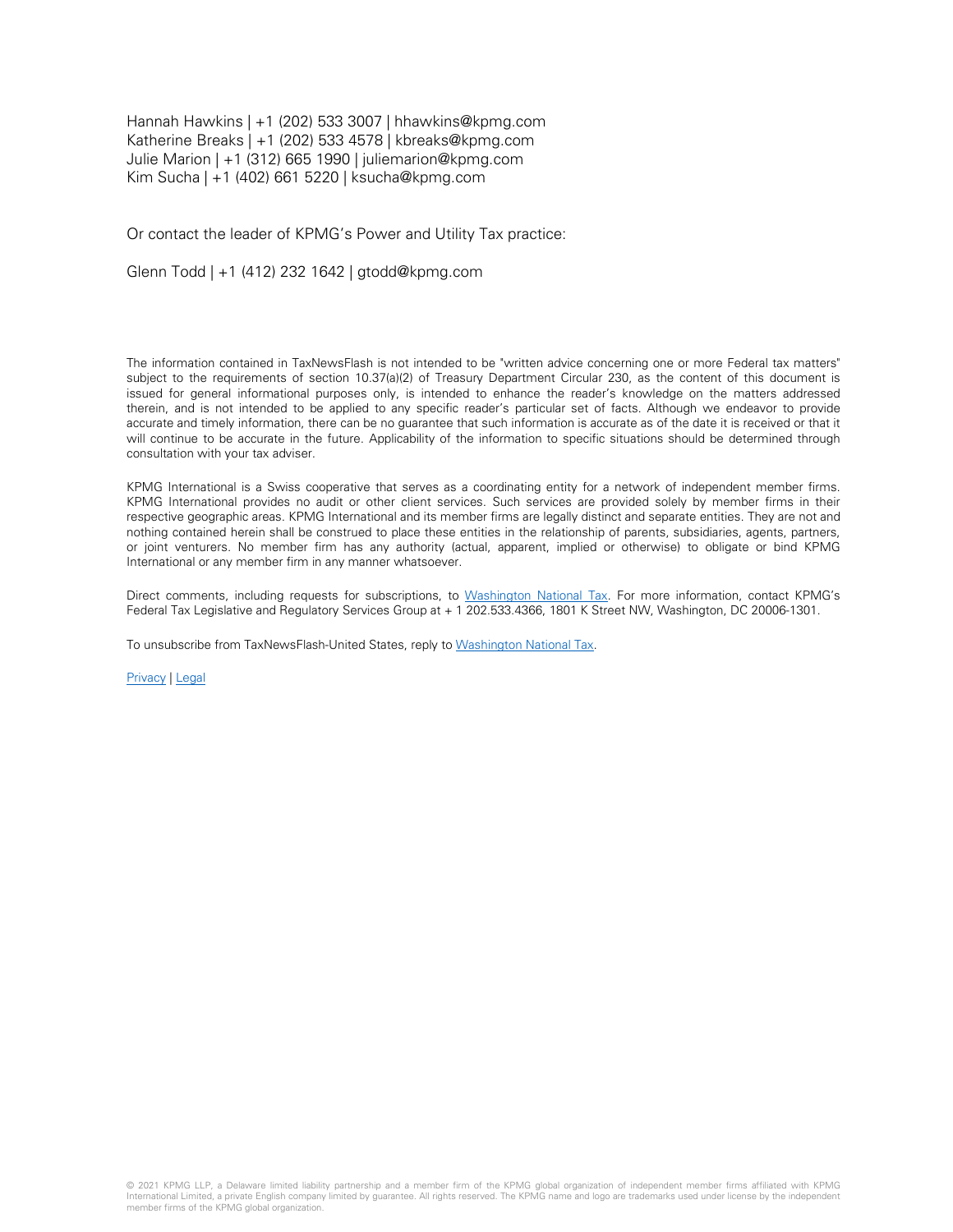Hannah Hawkins | +1 (202) 533 3007 | hhawkins@kpmg.com
Katherine Breaks | +1 (202) 533 4578 | kbreaks@kpmg.com
Julie Marion | +1 (312) 665 1990 | juliemarion@kpmg.com
Kim Sucha | +1 (402) 661 5220 | ksucha@kpmg.com

Or contact the leader of KPMG's Power and Utility Tax practice:

Glenn Todd | +1 (412) 232 1642 | gtodd@kpmg.com

The information contained in TaxNewsFlash is not intended to be "written advice concerning one or more Federal tax matters" subject to the requirements of section 10.37(a)(2) of Treasury Department Circular 230, as the content of this document is issued for general informational purposes only, is intended to enhance the reader's knowledge on the matters addressed therein, and is not intended to be applied to any specific reader's particular set of facts. Although we endeavor to provide accurate and timely information, there can be no guarantee that such information is accurate as of the date it is received or that it will continue to be accurate in the future. Applicability of the information to specific situations should be determined through consultation with your tax adviser.

KPMG International is a Swiss cooperative that serves as a coordinating entity for a network of independent member firms. KPMG International provides no audit or other client services. Such services are provided solely by member firms in their respective geographic areas. KPMG International and its member firms are legally distinct and separate entities. They are not and nothing contained herein shall be construed to place these entities in the relationship of parents, subsidiaries, agents, partners, or joint venturers. No member firm has any authority (actual, apparent, implied or otherwise) to obligate or bind KPMG International or any member firm in any manner whatsoever.

Direct comments, including requests for subscriptions, to Washington National Tax. For more information, contact KPMG's Federal Tax Legislative and Regulatory Services Group at + 1 202.533.4366, 1801 K Street NW, Washington, DC 20006-1301.

To unsubscribe from TaxNewsFlash-United States, reply to Washington National Tax.

Privacy | Legal

© 2021 KPMG LLP, a Delaware limited liability partnership and a member firm of the KPMG global organization of independent member firms affiliated with KPMG International Limited, a private English company limited by guarantee. All rights reserved. The KPMG name and logo are trademarks used under license by the independent member firms of the KPMG global organization.